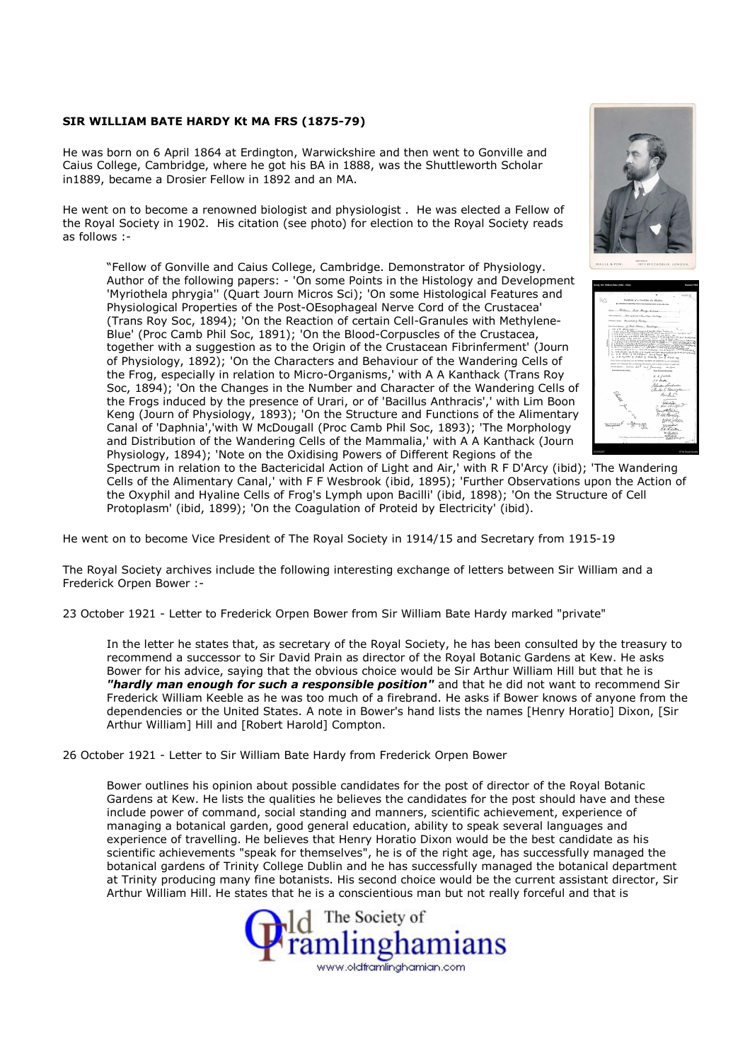**SIR WILLIAM BATE HARDY Kt MA FRS (1875-79)**

He was born on 6 April 1864 at Erdington, Warwickshire and then went to Gonville and Caius College, Cambridge, where he got his BA in 1888, was the Shuttleworth Scholar in1889, became a Drosier Fellow in 1892 and an MA.

He went on to become a renowned biologist and physiologist . He was elected a Fellow of the Royal Society in 1902. His citation (see photo) for election to the Royal Society reads as follows :-

> "Fellow of Gonville and Caius College, Cambridge. Demonstrator of Physiology. Author of the following papers: - 'On some Points in the Histology and Development 'Myriothela phrygia'' (Quart Journ Micros Sci); 'On some Histological Features and Physiological Properties of the Post-OEsophageal Nerve Cord of the Crustacea' (Trans Roy Soc, 1894); 'On the Reaction of certain Cell-Granules with Methylene-Blue' (Proc Camb Phil Soc, 1891); 'On the Blood-Corpuscles of the Crustacea, together with a suggestion as to the Origin of the Crustacean Fibrinferment' (Journ of Physiology, 1892); 'On the Characters and Behaviour of the Wandering Cells of the Frog, especially in relation to Micro-Organisms,' with A A Kanthack (Trans Roy Soc, 1894); 'On the Changes in the Number and Character of the Wandering Cells of the Frogs induced by the presence of Urari, or of 'Bacillus Anthracis',' with Lim Boon Keng (Journ of Physiology, 1893); 'On the Structure and Functions of the Alimentary Canal of 'Daphnia',' with W McDougall (Proc Camb Phil Soc, 1893); 'The Morphology and Distribution of the Wandering Cells of the Mammalia,' with A A Kanthack (Journ Physiology, 1894); 'Note on the Oxidising Powers of Different Regions of the Spectrum in relation to the Bactericidal Action of Light and Air,' with R F D'Arcy (ibid); 'The Wandering Cells of the Alimentary Canal,' with F F Wesbrook (ibid, 1895); 'Further Observations upon the Action of the Oxyphil and Hyaline Cells of Frog's Lymph upon Bacilli' (ibid, 1898); 'On the Structure of Cell Protoplasm' (ibid, 1899); 'On the Coagulation of Proteid by Electricity' (ibid).

He went on to become Vice President of The Royal Society in 1914/15 and Secretary from 1915-19

The Royal Society archives include the following interesting exchange of letters between Sir William and a Frederick Orpen Bower :-

23 October 1921 - Letter to Frederick Orpen Bower from Sir William Bate Hardy marked "private"

> In the letter he states that, as secretary of the Royal Society, he has been consulted by the treasury to recommend a successor to Sir David Prain as director of the Royal Botanic Gardens at Kew. He asks Bower for his advice, saying that the obvious choice would be Sir Arthur William Hill but that he is ***"hardly man enough for such a responsible position"*** and that he did not want to recommend Sir Frederick William Keeble as he was too much of a firebrand. He asks if Bower knows of anyone from the dependencies or the United States. A note in Bower's hand lists the names [Henry Horatio] Dixon, [Sir Arthur William] Hill and [Robert Harold] Compton.

26 October 1921 - Letter to Sir William Bate Hardy from Frederick Orpen Bower

> Bower outlines his opinion about possible candidates for the post of director of the Royal Botanic Gardens at Kew. He lists the qualities he believes the candidates for the post should have and these include power of command, social standing and manners, scientific achievement, experience of managing a botanical garden, good general education, ability to speak several languages and experience of travelling. He believes that Henry Horatio Dixon would be the best candidate as his scientific achievements "speak for themselves", he is of the right age, has successfully managed the botanical gardens of Trinity College Dublin and he has successfully managed the botanical department at Trinity producing many fine botanists. His second choice would be the current assistant director, Sir Arthur William Hill. He states that he is a conscientious man but not really forceful and that is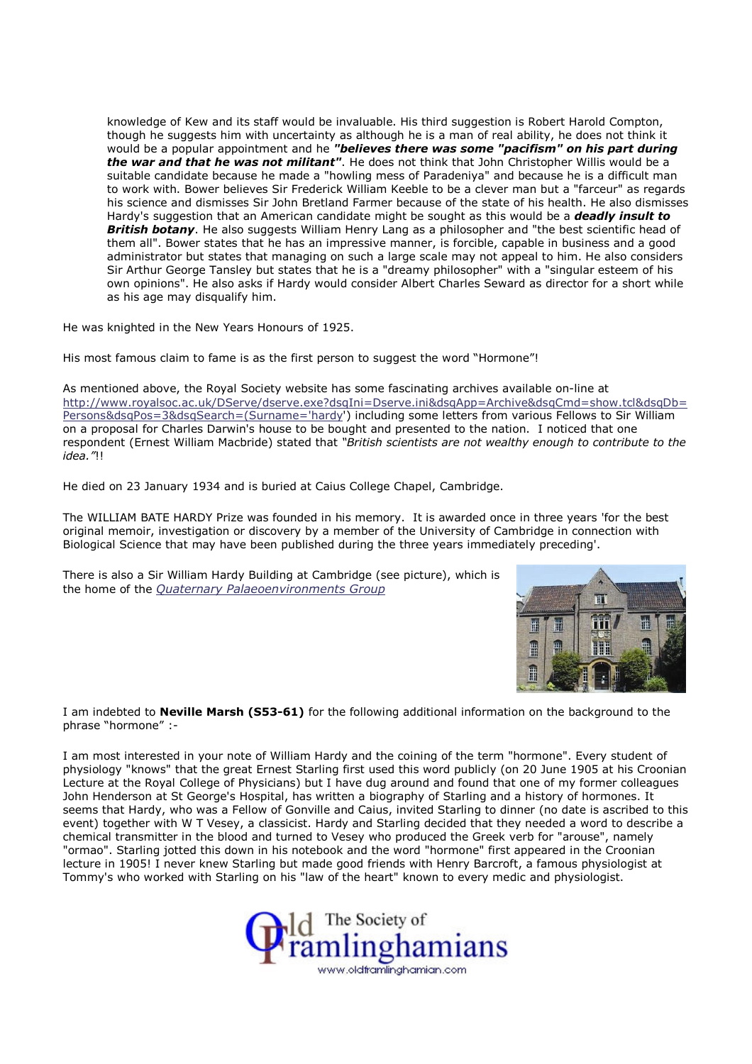knowledge of Kew and its staff would be invaluable. His third suggestion is Robert Harold Compton, though he suggests him with uncertainty as although he is a man of real ability, he does not think it would be a popular appointment and he ***"believes there was some "pacifism" on his part during the war and that he was not militant"***. He does not think that John Christopher Willis would be a suitable candidate because he made a "howling mess of Paradeniya" and because he is a difficult man to work with. Bower believes Sir Frederick William Keeble to be a clever man but a "farceur" as regards his science and dismisses Sir John Bretland Farmer because of the state of his health. He also dismisses Hardy's suggestion that an American candidate might be sought as this would be a ***deadly insult to British botany***. He also suggests William Henry Lang as a philosopher and "the best scientific head of them all". Bower states that he has an impressive manner, is forcible, capable in business and a good administrator but states that managing on such a large scale may not appeal to him. He also considers Sir Arthur George Tansley but states that he is a "dreamy philosopher" with a "singular esteem of his own opinions". He also asks if Hardy would consider Albert Charles Seward as director for a short while as his age may disqualify him.

He was knighted in the New Years Honours of 1925.

His most famous claim to fame is as the first person to suggest the word "Hormone"!

As mentioned above, the Royal Society website has some fascinating archives available on-line at http://www.royalsoc.ac.uk/DServe/dserve.exe?dsqIni=Dserve.ini&dsqApp=Archive&dsqCmd=show.tcl&dsqDb=Persons&dsqPos=3&dsqSearch=(Surname='hardy') including some letters from various Fellows to Sir William on a proposal for Charles Darwin's house to be bought and presented to the nation. I noticed that one respondent (Ernest William Macbride) stated that *"British scientists are not wealthy enough to contribute to the idea."*!!

He died on 23 January 1934 and is buried at Caius College Chapel, Cambridge.

The WILLIAM BATE HARDY Prize was founded in his memory. It is awarded once in three years 'for the best original memoir, investigation or discovery by a member of the University of Cambridge in connection with Biological Science that may have been published during the three years immediately preceding'.

There is also a Sir William Hardy Building at Cambridge (see picture), which is the home of the *Quaternary Palaeoenvironments Group*

I am indebted to **Neville Marsh (S53-61)** for the following additional information on the background to the phrase "hormone" :-

I am most interested in your note of William Hardy and the coining of the term "hormone". Every student of physiology "knows" that the great Ernest Starling first used this word publicly (on 20 June 1905 at his Croonian Lecture at the Royal College of Physicians) but I have dug around and found that one of my former colleagues John Henderson at St George's Hospital, has written a biography of Starling and a history of hormones. It seems that Hardy, who was a Fellow of Gonville and Caius, invited Starling to dinner (no date is ascribed to this event) together with W T Vesey, a classicist. Hardy and Starling decided that they needed a word to describe a chemical transmitter in the blood and turned to Vesey who produced the Greek verb for "arouse", namely "ormao". Starling jotted this down in his notebook and the word "hormone" first appeared in the Croonian lecture in 1905! I never knew Starling but made good friends with Henry Barcroft, a famous physiologist at Tommy's who worked with Starling on his "law of the heart" known to every medic and physiologist.